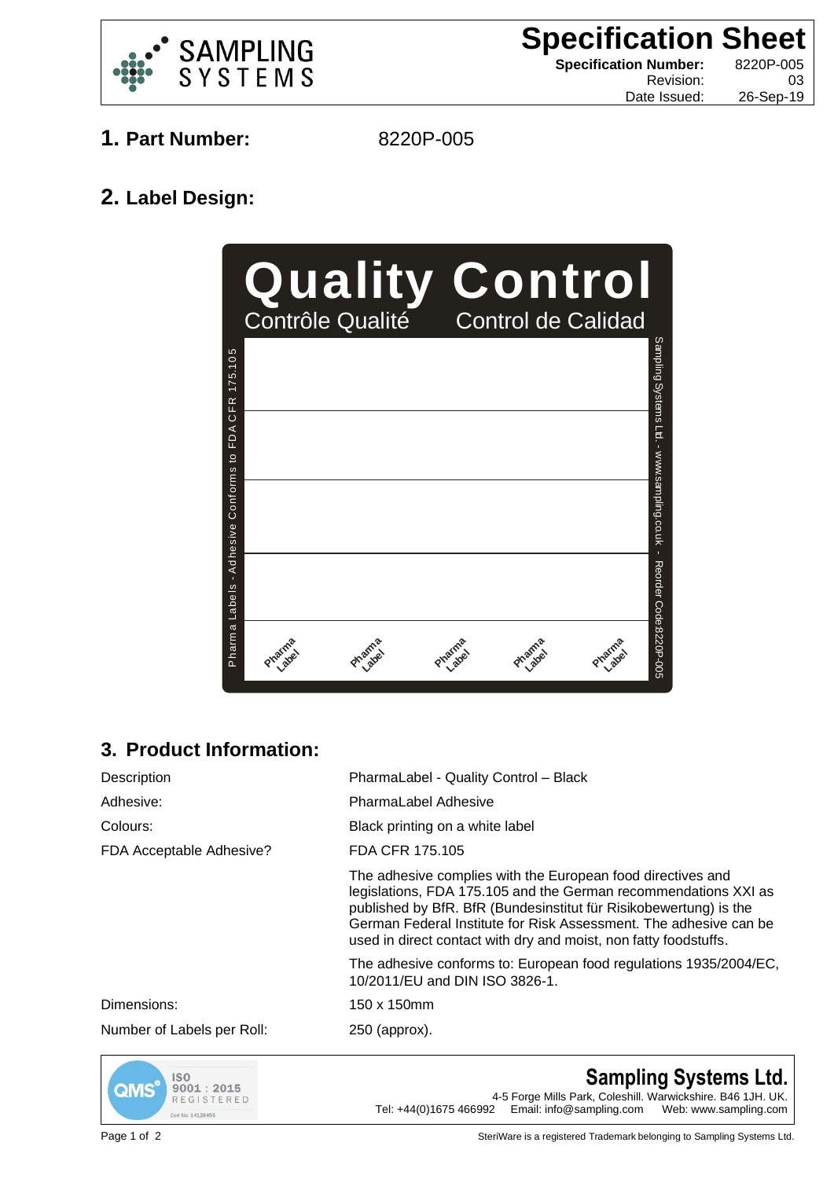SAMPLING SYSTEMS

# Specification Sheet

**Specification Number:** 8220P-005
Revision: 03
Date Issued: 26-Sep-19

## 1. Part Number: 8220P-005

## 2. Label Design:

Quality Control
Contrôle Qualité Control de Calidad

Pharma Labels - Adhesive Conforms to FDA CFR 175.105

Sampling Systems Ltd. - www.sampling.co.uk - Reorder Code 8220P-005

Pharma Label Pharma Label Pharma Label Pharma Label Pharma Label

## 3. Product Information:

| | |
|---|---|
| Description | PharmaLabel - Quality Control – Black |
| Adhesive: | PharmaLabel Adhesive |
| Colours: | Black printing on a white label |
| FDA Acceptable Adhesive? | FDA CFR 175.105 |
| | The adhesive complies with the European food directives and legislations, FDA 175.105 and the German recommendations XXI as published by BfR. BfR (Bundesinstitut für Risikobewertung) is the German Federal Institute for Risk Assessment. The adhesive can be used in direct contact with dry and moist, non fatty foodstuffs. |
| | The adhesive conforms to: European food regulations 1935/2004/EC, 10/2011/EU and DIN ISO 3826-1. |
| Dimensions: | 150 x 150mm |
| Number of Labels per Roll: | 250 (approx). |

QMS ISO 9001 : 2015 REGISTERED Cert No. 14128455

**Sampling Systems Ltd.**
4-5 Forge Mills Park, Coleshill. Warwickshire. B46 1JH. UK.
Tel: +44(0)1675 466992 Email: info@sampling.com Web: www.sampling.com

SteriWare is a registered Trademark belonging to Sampling Systems Ltd.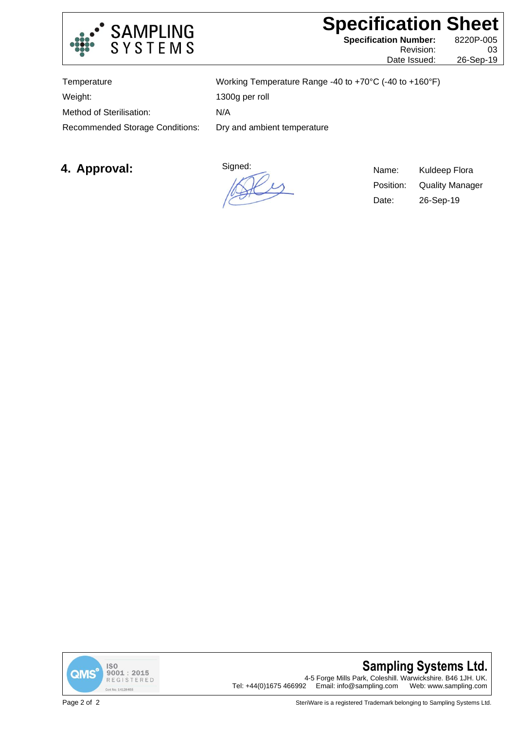| | |
|---|---|
| Temperature | Working Temperature Range -40 to +70°C (-40 to +160°F) |
| Weight: | 1300g per roll |
| Method of Sterilisation: | N/A |
| Recommended Storage Conditions: | Dry and ambient temperature |

## 4. Approval:

Signed:

| | |
|---|---|
| Name: | Kuldeep Flora |
| Position: | Quality Manager |
| Date: | 26-Sep-19 |